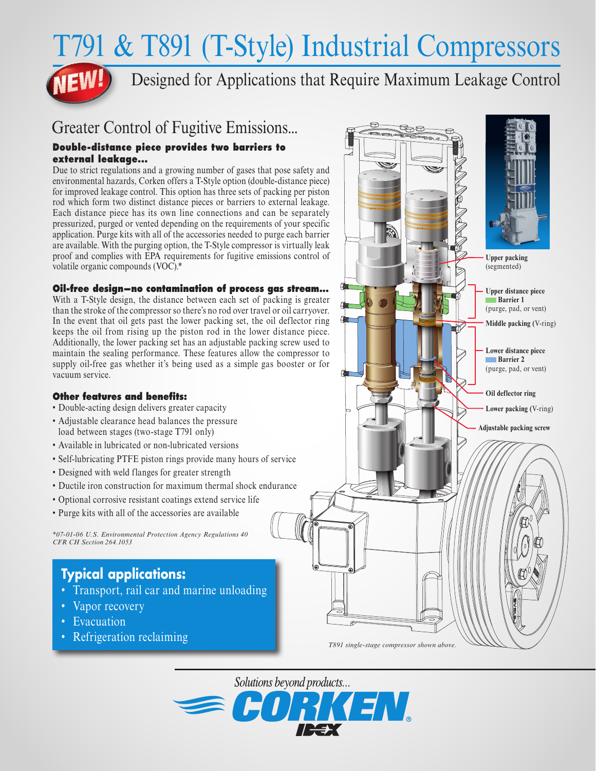# T791 & T891 (T-Style) Industrial Compressors

NEW!

## Designed for Applications that Require Maximum Leakage Control

## Greater Control of Fugitive Emissions...

### Double-distance piece provides two barriers to external leakage...

Due to strict regulations and a growing number of gases that pose safety and environmental hazards, Corken offers a T-Style option (double-distance piece) for improved leakage control. This option has three sets of packing per piston rod which form two distinct distance pieces or barriers to external leakage. Each distance piece has its own line connections and can be separately pressurized, purged or vented depending on the requirements of your specific application. Purge kits with all of the accessories needed to purge each barrier are available. With the purging option, the T-Style compressor is virtually leak proof and complies with EPA requirements for fugitive emissions control of volatile organic compounds (VOC).*

### Oil-free design—no contamination of process gas stream...

With a T-Style design, the distance between each set of packing is greater than the stroke of the compressor so there's no rod over travel or oil carryover. In the event that oil gets past the lower packing set, the oil deflector ring keeps the oil from rising up the piston rod in the lower distance piece. Additionally, the lower packing set has an adjustable packing screw used to maintain the sealing performance. These features allow the compressor to supply oil-free gas whether it's being used as a simple gas booster or for vacuum service.

### Other features and benefits:

- Double-acting design delivers greater capacity
- Adjustable clearance head balances the pressure load between stages (two-stage T791 only)
- Available in lubricated or non-lubricated versions
- Self-lubricating PTFE piston rings provide many hours of service
- Designed with weld flanges for greater strength
- Ductile iron construction for maximum thermal shock endurance
- Optional corrosive resistant coatings extend service life
- Purge kits with all of the accessories are available

*\*07-01-06 U.S. Environmental Protection Agency Regulations 40 CFR CH Section 264.1053*

### Typical applications:

- Transport, rail car and marine unloading
- Vapor recovery
- Evacuation
- Refrigeration reclaiming

**Upper packing** (segmented)

**Upper distance piece**
**Barrier 1**
(purge, pad, or vent)

**Middle packing** (V-ring)

**Lower distance piece**
**Barrier 2**
(purge, pad, or vent)

**Oil deflector ring**

**Lower packing** (V-ring)

**Adjustable packing screw**

*T891 single-stage compressor shown above.*

*Solutions beyond products...*

CORKEN® IDEX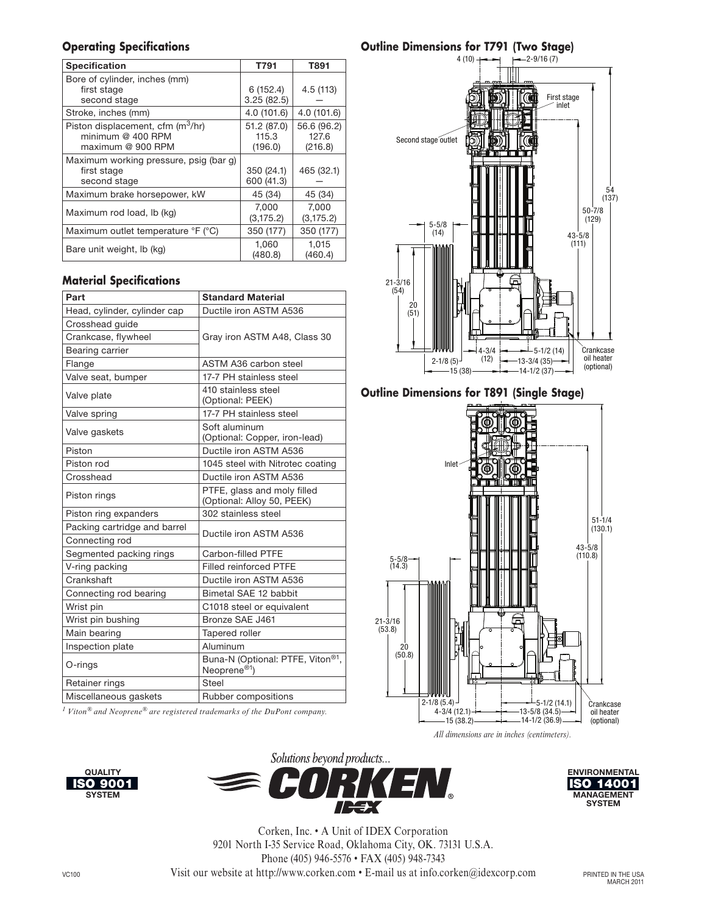## Operating Specifications

| Specification | T791 | T891 |
|---|---|---|
| Bore of cylinder, inches (mm)<br>first stage<br>second stage | <br>6 (152.4)<br>3.25 (82.5) | <br>4.5 (113)<br>— |
| Stroke, inches (mm) | 4.0 (101.6) | 4.0 (101.6) |
| Piston displacement, cfm ($m^3$/hr)<br>minimum @ 400 RPM<br>maximum @ 900 RPM | 51.2 (87.0)<br>115.3<br>(196.0) | 56.6 (96.2)<br>127.6<br>(216.8) |
| Maximum working pressure, psig (bar g)<br>first stage<br>second stage | <br>350 (24.1)<br>600 (41.3) | <br>465 (32.1)<br>— |
| Maximum brake horsepower, kW | 45 (34) | 45 (34) |
| Maximum rod load, lb (kg) | 7,000 (3,175.2) | 7,000 (3,175.2) |
| Maximum outlet temperature °F (°C) | 350 (177) | 350 (177) |
| Bare unit weight, lb (kg) | 1,060 (480.8) | 1,015 (460.4) |

## Material Specifications

| Part | Standard Material |
|---|---|
| Head, cylinder, cylinder cap | Ductile iron ASTM A536 |
| Crosshead guide | Gray iron ASTM A48, Class 30 |
| Crankcase, flywheel | Gray iron ASTM A48, Class 30 |
| Bearing carrier | Gray iron ASTM A48, Class 30 |
| Flange | ASTM A36 carbon steel |
| Valve seat, bumper | 17-7 PH stainless steel |
| Valve plate | 410 stainless steel (Optional: PEEK) |
| Valve spring | 17-7 PH stainless steel |
| Valve gaskets | Soft aluminum (Optional: Copper, iron-lead) |
| Piston | Ductile iron ASTM A536 |
| Piston rod | 1045 steel with Nitrotec coating |
| Crosshead | Ductile iron ASTM A536 |
| Piston rings | PTFE, glass and moly filled (Optional: Alloy 50, PEEK) |
| Piston ring expanders | 302 stainless steel |
| Packing cartridge and barrel | Ductile iron ASTM A536 |
| Connecting rod | Ductile iron ASTM A536 |
| Segmented packing rings | Carbon-filled PTFE |
| V-ring packing | Filled reinforced PTFE |
| Crankshaft | Ductile iron ASTM A536 |
| Connecting rod bearing | Bimetal SAE 12 babbit |
| Wrist pin | C1018 steel or equivalent |
| Wrist pin bushing | Bronze SAE J461 |
| Main bearing | Tapered roller |
| Inspection plate | Aluminum |
| O-rings | Buna-N (Optional: PTFE, Viton®[1], Neoprene®[1]) |
| Retainer rings | Steel |
| Miscellaneous gaskets | Rubber compositions |

*[1] Viton® and Neoprene® are registered trademarks of the DuPont company.*

## Outline Dimensions for T791 (Two Stage)

4 (10)
2-9/16 (7)
First stage inlet
Second stage outlet
54 (137)
50-7/8 (129)
43-5/8 (111)
5-5/8 (14)
21-3/16 (54)
20 (51)
4-3/4 (12)
2-1/8 (5)
15 (38)
5-1/2 (14)
13-3/4 (35)
14-1/2 (37)
Crankcase oil heater (optional)

## Outline Dimensions for T891 (Single Stage)

Inlet
51-1/4 (130.1)
43-5/8 (110.8)
5-5/8 (14.3)
21-3/16 (53.8)
20 (50.8)
2-1/8 (5.4)
4-3/4 (12.1)
15 (38.2)
5-1/2 (14.1)
13-5/8 (34.5)
14-1/2 (36.9)
Crankcase oil heater (optional)

*All dimensions are in inches (centimeters).*

QUALITY ISO 9001 SYSTEM

*Solutions beyond products...*

CORKEN® IDEX

ENVIRONMENTAL ISO 14001 MANAGEMENT SYSTEM

Corken, Inc. • A Unit of IDEX Corporation
9201 North I-35 Service Road, Oklahoma City, OK. 73131 U.S.A.
Phone (405) 946-5576 • FAX (405) 948-7343
Visit our website at http://www.corken.com • E-mail us at info.corken@idexcorp.com

VC100

PRINTED IN THE USA
MARCH 2011